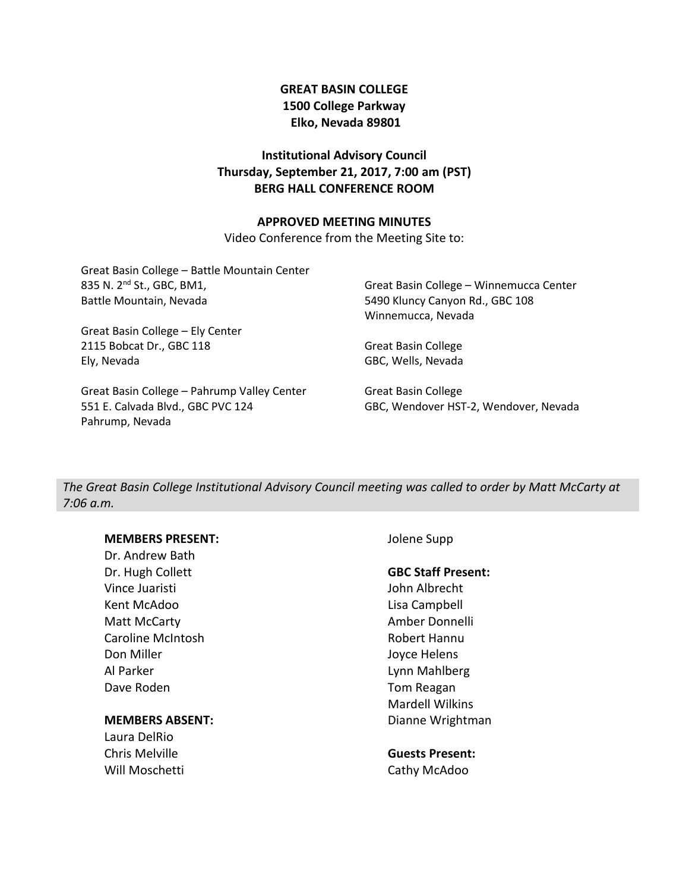**GREAT BASIN COLLEGE**
**1500 College Parkway**
**Elko, Nevada 89801**

**Institutional Advisory Council**
**Thursday, September 21, 2017, 7:00 am (PST)**
**BERG HALL CONFERENCE ROOM**

**APPROVED MEETING MINUTES**

Video Conference from the Meeting Site to:

Great Basin College – Battle Mountain Center
835 N. 2nd St., GBC, BM1,
Battle Mountain, Nevada

Great Basin College – Ely Center
2115 Bobcat Dr., GBC 118
Ely, Nevada

Great Basin College – Pahrump Valley Center
551 E. Calvada Blvd., GBC PVC 124
Pahrump, Nevada

Great Basin College – Winnemucca Center
5490 Kluncy Canyon Rd., GBC 108
Winnemucca, Nevada

Great Basin College
GBC, Wells, Nevada

Great Basin College
GBC, Wendover HST-2, Wendover, Nevada

*The Great Basin College Institutional Advisory Council meeting was called to order by Matt McCarty at 7:06 a.m.*

**MEMBERS PRESENT:**
Dr. Andrew Bath
Dr. Hugh Collett
Vince Juaristi
Kent McAdoo
Matt McCarty
Caroline McIntosh
Don Miller
Al Parker
Dave Roden
Jolene Supp

**MEMBERS ABSENT:**
Laura DelRio
Chris Melville
Will Moschetti

**GBC Staff Present:**
John Albrecht
Lisa Campbell
Amber Donnelli
Robert Hannu
Joyce Helens
Lynn Mahlberg
Tom Reagan
Mardell Wilkins
Dianne Wrightman

**Guests Present:**
Cathy McAdoo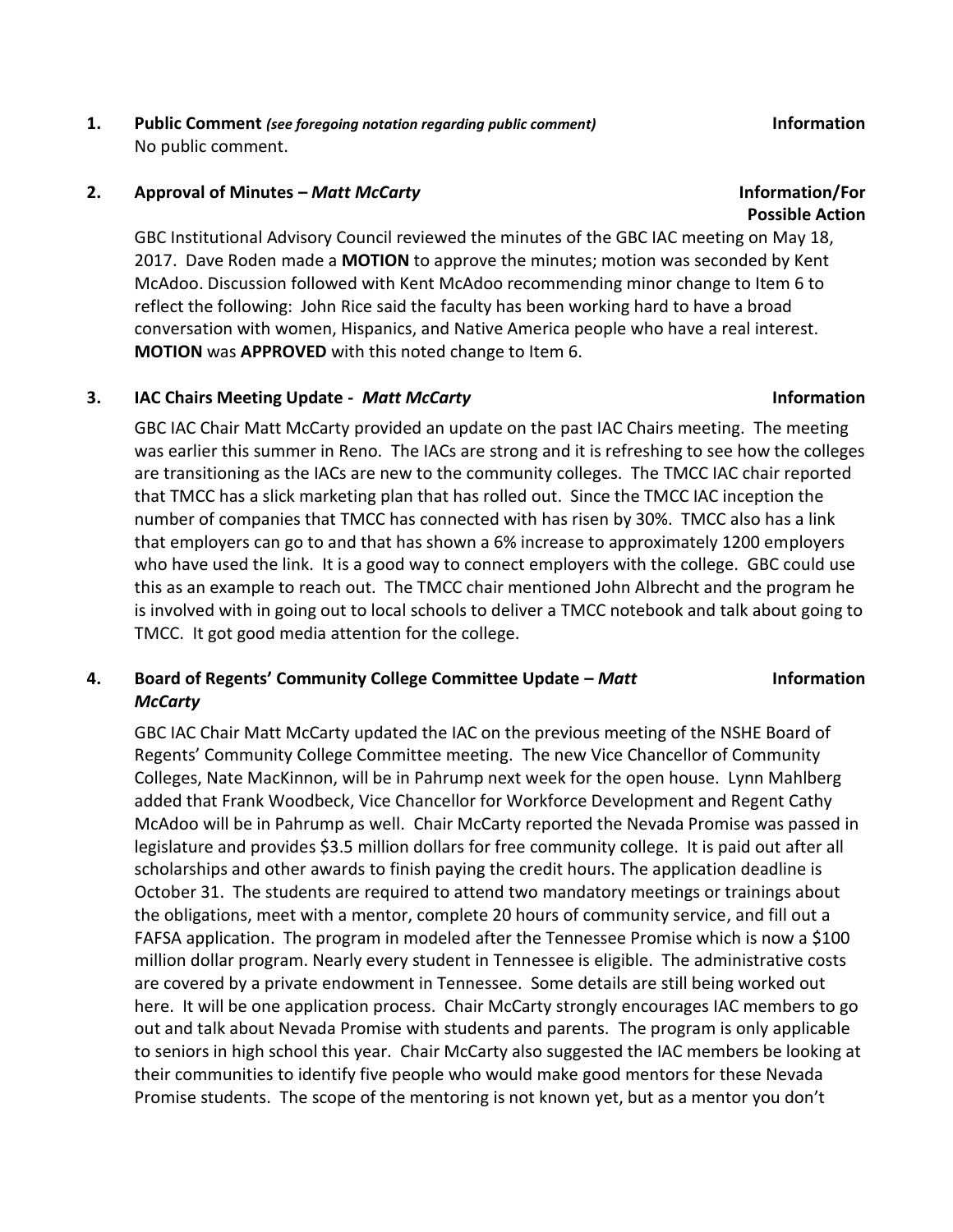**1. Public Comment** ***(see foregoing notation regarding public comment)*** **Information**

No public comment.

**2. Approval of Minutes –** ***Matt McCarty*** **Information/For Possible Action**

GBC Institutional Advisory Council reviewed the minutes of the GBC IAC meeting on May 18, 2017. Dave Roden made a **MOTION** to approve the minutes; motion was seconded by Kent McAdoo. Discussion followed with Kent McAdoo recommending minor change to Item 6 to reflect the following: John Rice said the faculty has been working hard to have a broad conversation with women, Hispanics, and Native America people who have a real interest. **MOTION** was **APPROVED** with this noted change to Item 6.

**3. IAC Chairs Meeting Update -** ***Matt McCarty*** **Information**

GBC IAC Chair Matt McCarty provided an update on the past IAC Chairs meeting. The meeting was earlier this summer in Reno. The IACs are strong and it is refreshing to see how the colleges are transitioning as the IACs are new to the community colleges. The TMCC IAC chair reported that TMCC has a slick marketing plan that has rolled out. Since the TMCC IAC inception the number of companies that TMCC has connected with has risen by 30%. TMCC also has a link that employers can go to and that has shown a 6% increase to approximately 1200 employers who have used the link. It is a good way to connect employers with the college. GBC could use this as an example to reach out. The TMCC chair mentioned John Albrecht and the program he is involved with in going out to local schools to deliver a TMCC notebook and talk about going to TMCC. It got good media attention for the college.

**4. Board of Regents' Community College Committee Update –** ***Matt McCarty*** **Information**

GBC IAC Chair Matt McCarty updated the IAC on the previous meeting of the NSHE Board of Regents' Community College Committee meeting. The new Vice Chancellor of Community Colleges, Nate MacKinnon, will be in Pahrump next week for the open house. Lynn Mahlberg added that Frank Woodbeck, Vice Chancellor for Workforce Development and Regent Cathy McAdoo will be in Pahrump as well. Chair McCarty reported the Nevada Promise was passed in legislature and provides $3.5 million dollars for free community college. It is paid out after all scholarships and other awards to finish paying the credit hours. The application deadline is October 31. The students are required to attend two mandatory meetings or trainings about the obligations, meet with a mentor, complete 20 hours of community service, and fill out a FAFSA application. The program in modeled after the Tennessee Promise which is now a $100 million dollar program. Nearly every student in Tennessee is eligible. The administrative costs are covered by a private endowment in Tennessee. Some details are still being worked out here. It will be one application process. Chair McCarty strongly encourages IAC members to go out and talk about Nevada Promise with students and parents. The program is only applicable to seniors in high school this year. Chair McCarty also suggested the IAC members be looking at their communities to identify five people who would make good mentors for these Nevada Promise students. The scope of the mentoring is not known yet, but as a mentor you don't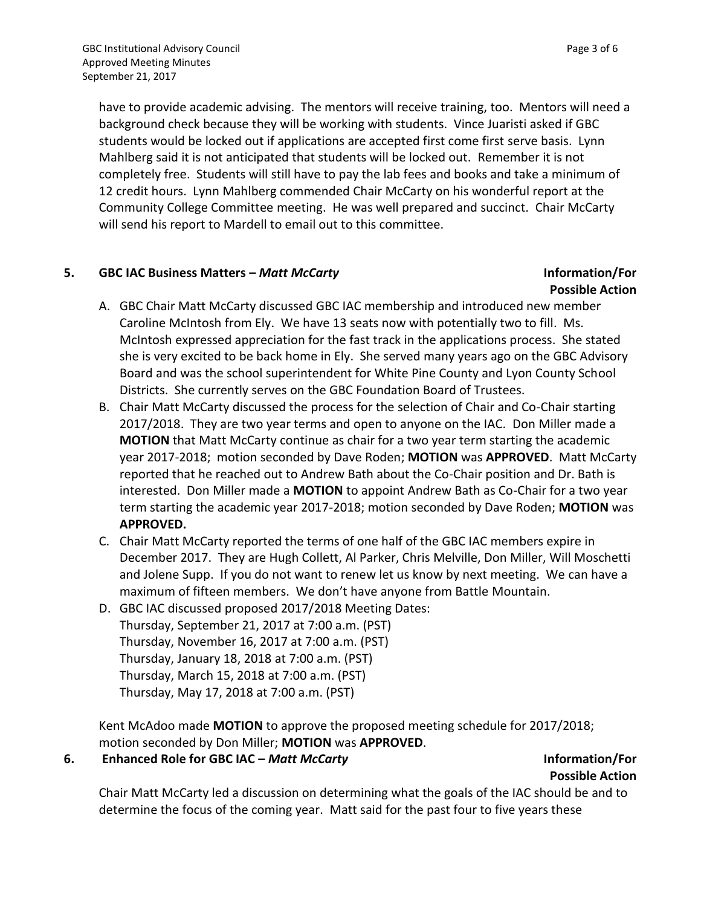have to provide academic advising. The mentors will receive training, too. Mentors will need a background check because they will be working with students. Vince Juaristi asked if GBC students would be locked out if applications are accepted first come first serve basis. Lynn Mahlberg said it is not anticipated that students will be locked out. Remember it is not completely free. Students will still have to pay the lab fees and books and take a minimum of 12 credit hours. Lynn Mahlberg commended Chair McCarty on his wonderful report at the Community College Committee meeting. He was well prepared and succinct. Chair McCarty will send his report to Mardell to email out to this committee.

**5. GBC IAC Business Matters – *Matt McCarty*** **Information/For Possible Action**

A. GBC Chair Matt McCarty discussed GBC IAC membership and introduced new member Caroline McIntosh from Ely. We have 13 seats now with potentially two to fill. Ms. McIntosh expressed appreciation for the fast track in the applications process. She stated she is very excited to be back home in Ely. She served many years ago on the GBC Advisory Board and was the school superintendent for White Pine County and Lyon County School Districts. She currently serves on the GBC Foundation Board of Trustees.

B. Chair Matt McCarty discussed the process for the selection of Chair and Co-Chair starting 2017/2018. They are two year terms and open to anyone on the IAC. Don Miller made a **MOTION** that Matt McCarty continue as chair for a two year term starting the academic year 2017-2018; motion seconded by Dave Roden; **MOTION** was **APPROVED**. Matt McCarty reported that he reached out to Andrew Bath about the Co-Chair position and Dr. Bath is interested. Don Miller made a **MOTION** to appoint Andrew Bath as Co-Chair for a two year term starting the academic year 2017-2018; motion seconded by Dave Roden; **MOTION** was **APPROVED.**

C. Chair Matt McCarty reported the terms of one half of the GBC IAC members expire in December 2017. They are Hugh Collett, Al Parker, Chris Melville, Don Miller, Will Moschetti and Jolene Supp. If you do not want to renew let us know by next meeting. We can have a maximum of fifteen members. We don't have anyone from Battle Mountain.

D. GBC IAC discussed proposed 2017/2018 Meeting Dates:
Thursday, September 21, 2017 at 7:00 a.m. (PST)
Thursday, November 16, 2017 at 7:00 a.m. (PST)
Thursday, January 18, 2018 at 7:00 a.m. (PST)
Thursday, March 15, 2018 at 7:00 a.m. (PST)
Thursday, May 17, 2018 at 7:00 a.m. (PST)

Kent McAdoo made **MOTION** to approve the proposed meeting schedule for 2017/2018; motion seconded by Don Miller; **MOTION** was **APPROVED**.

**6. Enhanced Role for GBC IAC – *Matt McCarty*** **Information/For Possible Action**

Chair Matt McCarty led a discussion on determining what the goals of the IAC should be and to determine the focus of the coming year. Matt said for the past four to five years these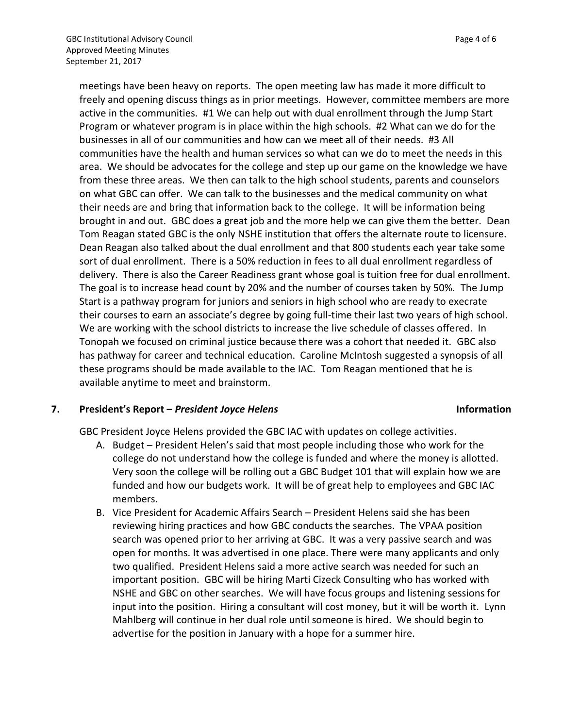meetings have been heavy on reports. The open meeting law has made it more difficult to freely and opening discuss things as in prior meetings. However, committee members are more active in the communities. #1 We can help out with dual enrollment through the Jump Start Program or whatever program is in place within the high schools. #2 What can we do for the businesses in all of our communities and how can we meet all of their needs. #3 All communities have the health and human services so what can we do to meet the needs in this area. We should be advocates for the college and step up our game on the knowledge we have from these three areas. We then can talk to the high school students, parents and counselors on what GBC can offer. We can talk to the businesses and the medical community on what their needs are and bring that information back to the college. It will be information being brought in and out. GBC does a great job and the more help we can give them the better. Dean Tom Reagan stated GBC is the only NSHE institution that offers the alternate route to licensure. Dean Reagan also talked about the dual enrollment and that 800 students each year take some sort of dual enrollment. There is a 50% reduction in fees to all dual enrollment regardless of delivery. There is also the Career Readiness grant whose goal is tuition free for dual enrollment. The goal is to increase head count by 20% and the number of courses taken by 50%. The Jump Start is a pathway program for juniors and seniors in high school who are ready to execrate their courses to earn an associate's degree by going full-time their last two years of high school. We are working with the school districts to increase the live schedule of classes offered. In Tonopah we focused on criminal justice because there was a cohort that needed it. GBC also has pathway for career and technical education. Caroline McIntosh suggested a synopsis of all these programs should be made available to the IAC. Tom Reagan mentioned that he is available anytime to meet and brainstorm.

**7. President's Report – *President Joyce Helens*** **Information**

GBC President Joyce Helens provided the GBC IAC with updates on college activities.

A. Budget – President Helen's said that most people including those who work for the college do not understand how the college is funded and where the money is allotted. Very soon the college will be rolling out a GBC Budget 101 that will explain how we are funded and how our budgets work. It will be of great help to employees and GBC IAC members.

B. Vice President for Academic Affairs Search – President Helens said she has been reviewing hiring practices and how GBC conducts the searches. The VPAA position search was opened prior to her arriving at GBC. It was a very passive search and was open for months. It was advertised in one place. There were many applicants and only two qualified. President Helens said a more active search was needed for such an important position. GBC will be hiring Marti Cizeck Consulting who has worked with NSHE and GBC on other searches. We will have focus groups and listening sessions for input into the position. Hiring a consultant will cost money, but it will be worth it. Lynn Mahlberg will continue in her dual role until someone is hired. We should begin to advertise for the position in January with a hope for a summer hire.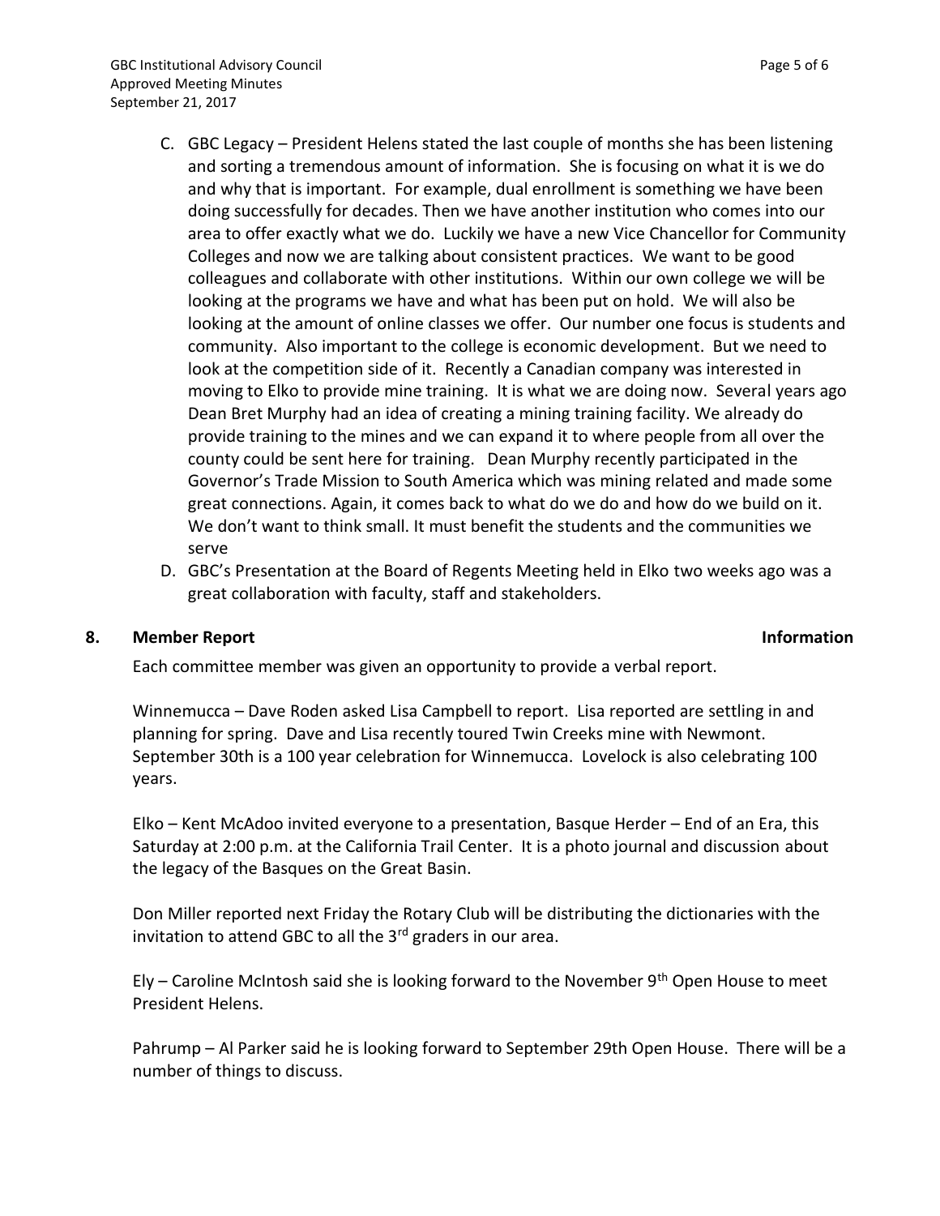C. GBC Legacy – President Helens stated the last couple of months she has been listening and sorting a tremendous amount of information. She is focusing on what it is we do and why that is important. For example, dual enrollment is something we have been doing successfully for decades. Then we have another institution who comes into our area to offer exactly what we do. Luckily we have a new Vice Chancellor for Community Colleges and now we are talking about consistent practices. We want to be good colleagues and collaborate with other institutions. Within our own college we will be looking at the programs we have and what has been put on hold. We will also be looking at the amount of online classes we offer. Our number one focus is students and community. Also important to the college is economic development. But we need to look at the competition side of it. Recently a Canadian company was interested in moving to Elko to provide mine training. It is what we are doing now. Several years ago Dean Bret Murphy had an idea of creating a mining training facility. We already do provide training to the mines and we can expand it to where people from all over the county could be sent here for training. Dean Murphy recently participated in the Governor's Trade Mission to South America which was mining related and made some great connections. Again, it comes back to what do we do and how do we build on it. We don't want to think small. It must benefit the students and the communities we serve

D. GBC's Presentation at the Board of Regents Meeting held in Elko two weeks ago was a great collaboration with faculty, staff and stakeholders.

## 8. Member Report **Information**

Each committee member was given an opportunity to provide a verbal report.

Winnemucca – Dave Roden asked Lisa Campbell to report. Lisa reported are settling in and planning for spring. Dave and Lisa recently toured Twin Creeks mine with Newmont. September 30th is a 100 year celebration for Winnemucca. Lovelock is also celebrating 100 years.

Elko – Kent McAdoo invited everyone to a presentation, Basque Herder – End of an Era, this Saturday at 2:00 p.m. at the California Trail Center. It is a photo journal and discussion about the legacy of the Basques on the Great Basin.

Don Miller reported next Friday the Rotary Club will be distributing the dictionaries with the invitation to attend GBC to all the 3rd graders in our area.

Ely – Caroline McIntosh said she is looking forward to the November 9th Open House to meet President Helens.

Pahrump – Al Parker said he is looking forward to September 29th Open House. There will be a number of things to discuss.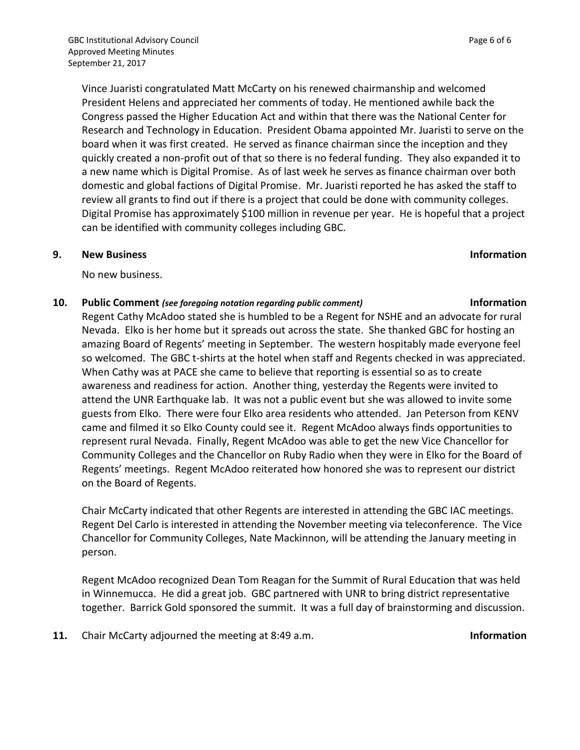Vince Juaristi congratulated Matt McCarty on his renewed chairmanship and welcomed President Helens and appreciated her comments of today. He mentioned awhile back the Congress passed the Higher Education Act and within that there was the National Center for Research and Technology in Education. President Obama appointed Mr. Juaristi to serve on the board when it was first created. He served as finance chairman since the inception and they quickly created a non-profit out of that so there is no federal funding. They also expanded it to a new name which is Digital Promise. As of last week he serves as finance chairman over both domestic and global factions of Digital Promise. Mr. Juaristi reported he has asked the staff to review all grants to find out if there is a project that could be done with community colleges. Digital Promise has approximately $100 million in revenue per year. He is hopeful that a project can be identified with community colleges including GBC.

**9. New Business** **Information**

No new business.

**10. Public Comment** ***(see foregoing notation regarding public comment)*** **Information**

Regent Cathy McAdoo stated she is humbled to be a Regent for NSHE and an advocate for rural Nevada. Elko is her home but it spreads out across the state. She thanked GBC for hosting an amazing Board of Regents' meeting in September. The western hospitably made everyone feel so welcomed. The GBC t-shirts at the hotel when staff and Regents checked in was appreciated. When Cathy was at PACE she came to believe that reporting is essential so as to create awareness and readiness for action. Another thing, yesterday the Regents were invited to attend the UNR Earthquake lab. It was not a public event but she was allowed to invite some guests from Elko. There were four Elko area residents who attended. Jan Peterson from KENV came and filmed it so Elko County could see it. Regent McAdoo always finds opportunities to represent rural Nevada. Finally, Regent McAdoo was able to get the new Vice Chancellor for Community Colleges and the Chancellor on Ruby Radio when they were in Elko for the Board of Regents' meetings. Regent McAdoo reiterated how honored she was to represent our district on the Board of Regents.

Chair McCarty indicated that other Regents are interested in attending the GBC IAC meetings. Regent Del Carlo is interested in attending the November meeting via teleconference. The Vice Chancellor for Community Colleges, Nate Mackinnon, will be attending the January meeting in person.

Regent McAdoo recognized Dean Tom Reagan for the Summit of Rural Education that was held in Winnemucca. He did a great job. GBC partnered with UNR to bring district representative together. Barrick Gold sponsored the summit. It was a full day of brainstorming and discussion.

**11.** Chair McCarty adjourned the meeting at 8:49 a.m. **Information**